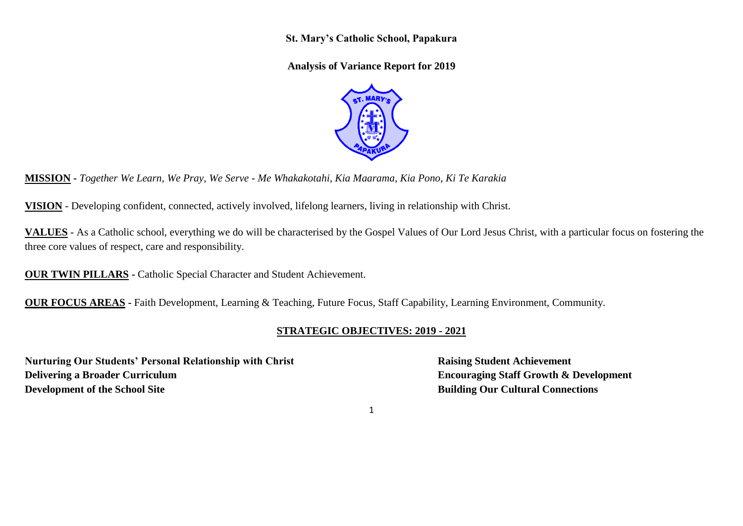# St. Mary's Catholic School, Papakura

## Analysis of Variance Report for 2019

**MISSION** - *Together We Learn, We Pray, We Serve - Me Whakakotahi, Kia Maarama, Kia Pono, Ki Te Karakia*

**VISION** - Developing confident, connected, actively involved, lifelong learners, living in relationship with Christ.

**VALUES** - As a Catholic school, everything we do will be characterised by the Gospel Values of Our Lord Jesus Christ, with a particular focus on fostering the three core values of respect, care and responsibility.

**OUR TWIN PILLARS** - Catholic Special Character and Student Achievement.

**OUR FOCUS AREAS** - Faith Development, Learning & Teaching, Future Focus, Staff Capability, Learning Environment, Community.

## STRATEGIC OBJECTIVES: 2019 - 2021

**Nurturing Our Students' Personal Relationship with Christ**

**Delivering a Broader Curriculum**

**Development of the School Site**

**Raising Student Achievement**

**Encouraging Staff Growth & Development**

**Building Our Cultural Connections**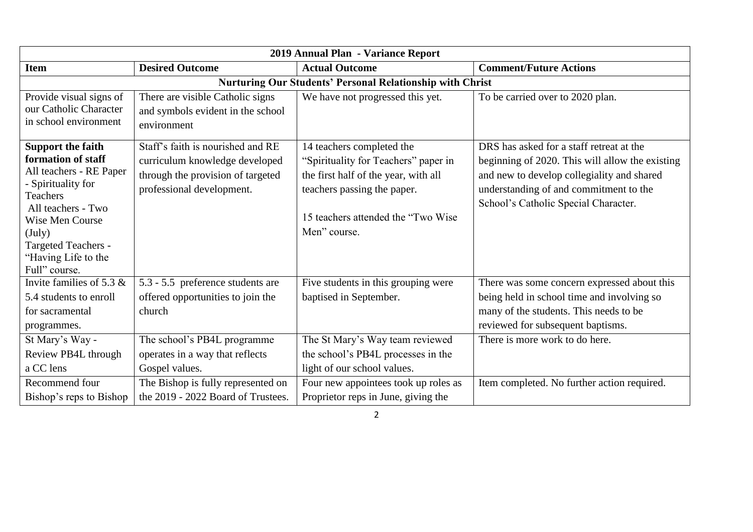| 2019 Annual Plan - Variance Report | | | |
|---|---|---|---|
| **Item** | **Desired Outcome** | **Actual Outcome** | **Comment/Future Actions** |
| **Nurturing Our Students' Personal Relationship with Christ** | | | |
| Provide visual signs of our Catholic Character in school environment | There are visible Catholic signs and symbols evident in the school environment | We have not progressed this yet. | To be carried over to 2020 plan. |
| **Support the faith formation of staff** All teachers - RE Paper - Spirituality for Teachers All teachers - Two Wise Men Course (July) Targeted Teachers - "Having Life to the Full" course. | Staff's faith is nourished and RE curriculum knowledge developed through the provision of targeted professional development. | 14 teachers completed the "Spirituality for Teachers" paper in the first half of the year, with all teachers passing the paper. 15 teachers attended the "Two Wise Men" course. | DRS has asked for a staff retreat at the beginning of 2020. This will allow the existing and new to develop collegiality and shared understanding of and commitment to the School's Catholic Special Character. |
| Invite families of 5.3 & 5.4 students to enroll for sacramental programmes. | 5.3 - 5.5 preference students are offered opportunities to join the church | Five students in this grouping were baptised in September. | There was some concern expressed about this being held in school time and involving so many of the students. This needs to be reviewed for subsequent baptisms. |
| St Mary's Way - Review PB4L through a CC lens | The school's PB4L programme operates in a way that reflects Gospel values. | The St Mary's Way team reviewed the school's PB4L processes in the light of our school values. | There is more work to do here. |
| Recommend four Bishop's reps to Bishop | The Bishop is fully represented on the 2019 - 2022 Board of Trustees. | Four new appointees took up roles as Proprietor reps in June, giving the | Item completed. No further action required. |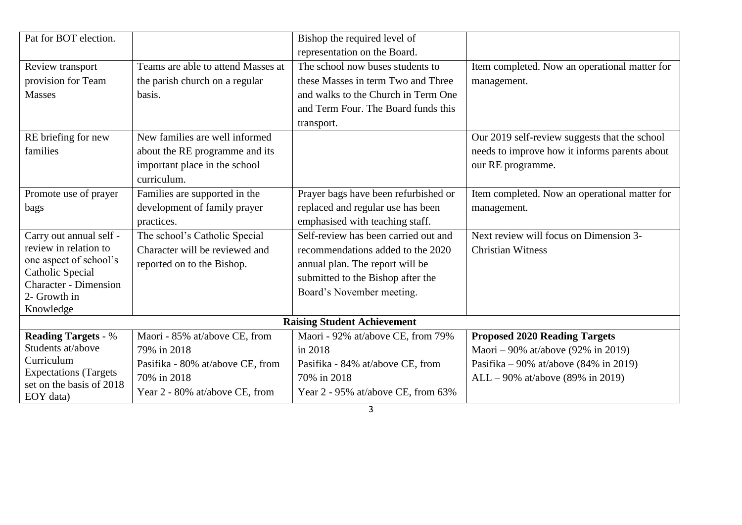| | | | |
|---|---|---|---|
| Pat for BOT election. | | Bishop the required level of representation on the Board. | |
| Review transport provision for Team Masses | Teams are able to attend Masses at the parish church on a regular basis. | The school now buses students to these Masses in term Two and Three and walks to the Church in Term One and Term Four. The Board funds this transport. | Item completed. Now an operational matter for management. |
| RE briefing for new families | New families are well informed about the RE programme and its important place in the school curriculum. | | Our 2019 self-review suggests that the school needs to improve how it informs parents about our RE programme. |
| Promote use of prayer bags | Families are supported in the development of family prayer practices. | Prayer bags have been refurbished or replaced and regular use has been emphasised with teaching staff. | Item completed. Now an operational matter for management. |
| Carry out annual self - review in relation to one aspect of school's Catholic Special Character - Dimension 2- Growth in Knowledge | The school's Catholic Special Character will be reviewed and reported on to the Bishop. | Self-review has been carried out and recommendations added to the 2020 annual plan. The report will be submitted to the Bishop after the Board's November meeting. | Next review will focus on Dimension 3- Christian Witness |
| **Raising Student Achievement** | | | |
| **Reading Targets** - % Students at/above Curriculum Expectations (Targets set on the basis of 2018 EOY data) | Maori - 85% at/above CE, from 79% in 2018<br>Pasifika - 80% at/above CE, from 70% in 2018<br>Year 2 - 80% at/above CE, from | Maori - 92% at/above CE, from 79% in 2018<br>Pasifika - 84% at/above CE, from 70% in 2018<br>Year 2 - 95% at/above CE, from 63% | **Proposed 2020 Reading Targets**<br>Maori – 90% at/above (92% in 2019)<br>Pasifika – 90% at/above (84% in 2019)<br>ALL – 90% at/above (89% in 2019) |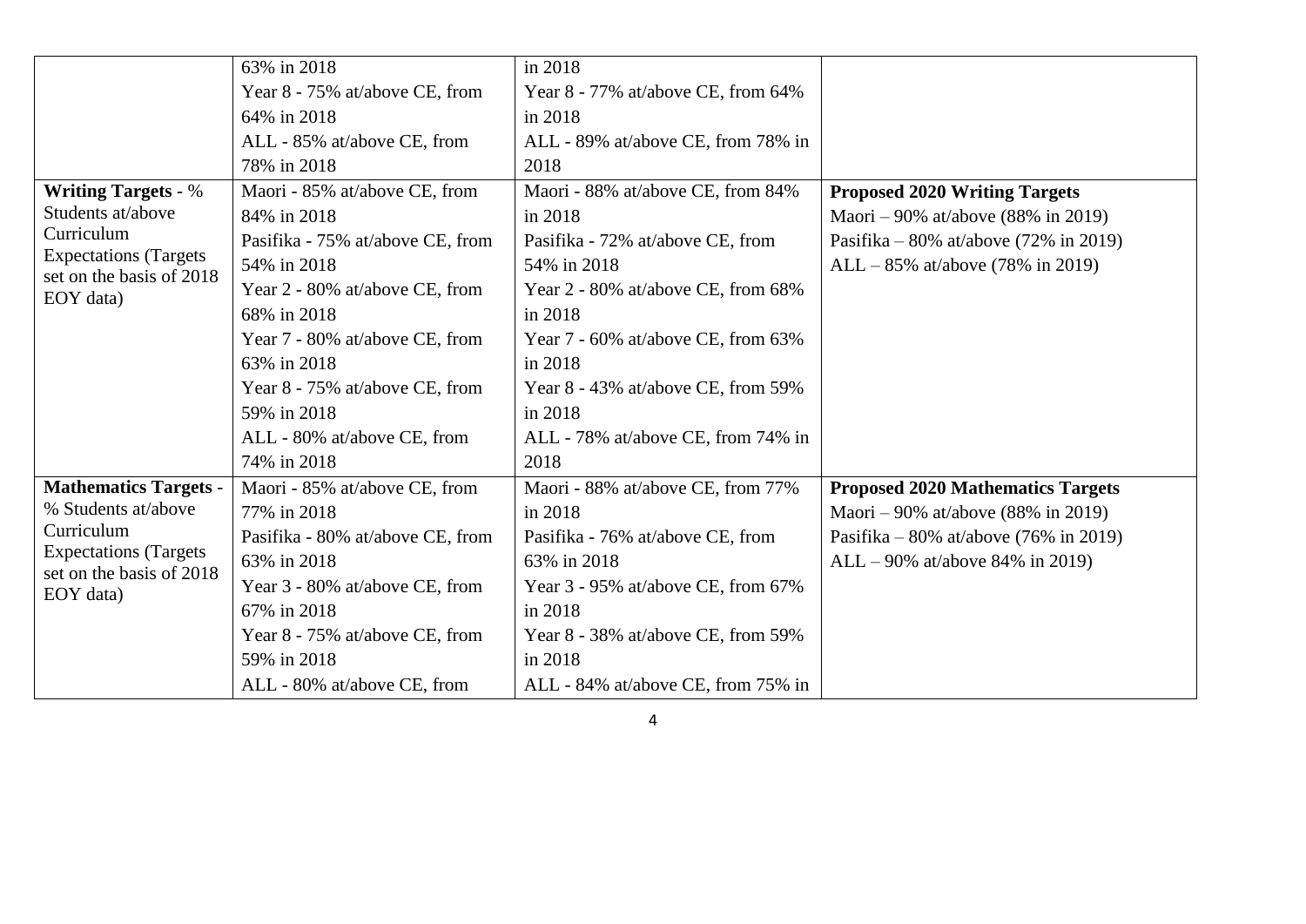| | | | |
|---|---|---|---|
| | 63% in 2018<br>Year 8 - 75% at/above CE, from 64% in 2018<br>ALL - 85% at/above CE, from 78% in 2018 | in 2018<br>Year 8 - 77% at/above CE, from 64% in 2018<br>ALL - 89% at/above CE, from 78% in 2018 | |
| **Writing Targets** - % Students at/above Curriculum Expectations (Targets set on the basis of 2018 EOY data) | Maori - 85% at/above CE, from 84% in 2018<br>Pasifika - 75% at/above CE, from 54% in 2018<br>Year 2 - 80% at/above CE, from 68% in 2018<br>Year 7 - 80% at/above CE, from 63% in 2018<br>Year 8 - 75% at/above CE, from 59% in 2018<br>ALL - 80% at/above CE, from 74% in 2018 | Maori - 88% at/above CE, from 84% in 2018<br>Pasifika - 72% at/above CE, from 54% in 2018<br>Year 2 - 80% at/above CE, from 68% in 2018<br>Year 7 - 60% at/above CE, from 63% in 2018<br>Year 8 - 43% at/above CE, from 59% in 2018<br>ALL - 78% at/above CE, from 74% in 2018 | **Proposed 2020 Writing Targets**<br>Maori – 90% at/above (88% in 2019)<br>Pasifika – 80% at/above (72% in 2019)<br>ALL – 85% at/above (78% in 2019) |
| **Mathematics Targets** - % Students at/above Curriculum Expectations (Targets set on the basis of 2018 EOY data) | Maori - 85% at/above CE, from 77% in 2018<br>Pasifika - 80% at/above CE, from 63% in 2018<br>Year 3 - 80% at/above CE, from 67% in 2018<br>Year 8 - 75% at/above CE, from 59% in 2018<br>ALL - 80% at/above CE, from | Maori - 88% at/above CE, from 77% in 2018<br>Pasifika - 76% at/above CE, from 63% in 2018<br>Year 3 - 95% at/above CE, from 67% in 2018<br>Year 8 - 38% at/above CE, from 59% in 2018<br>ALL - 84% at/above CE, from 75% in | **Proposed 2020 Mathematics Targets**<br>Maori – 90% at/above (88% in 2019)<br>Pasifika – 80% at/above (76% in 2019)<br>ALL – 90% at/above 84% in 2019) |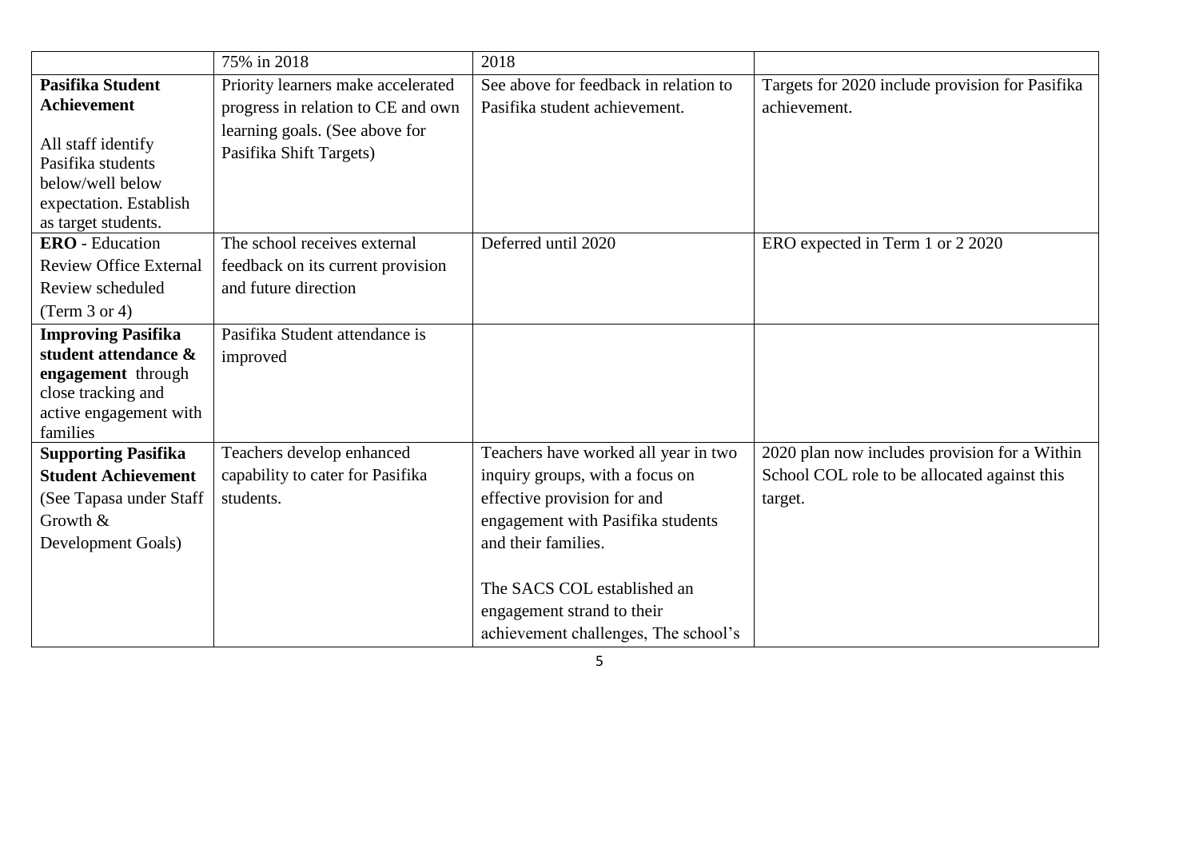| | | | |
|---|---|---|---|
| | 75% in 2018 | 2018 | |
| **Pasifika Student Achievement**<br><br>All staff identify Pasifika students below/well below expectation. Establish as target students. | Priority learners make accelerated progress in relation to CE and own learning goals. (See above for Pasifika Shift Targets) | See above for feedback in relation to Pasifika student achievement. | Targets for 2020 include provision for Pasifika achievement. |
| **ERO** - Education Review Office External Review scheduled (Term 3 or 4) | The school receives external feedback on its current provision and future direction | Deferred until 2020 | ERO expected in Term 1 or 2 2020 |
| **Improving Pasifika student attendance & engagement** through close tracking and active engagement with families | Pasifika Student attendance is improved | | |
| **Supporting Pasifika Student Achievement** (See Tapasa under Staff Growth & Development Goals) | Teachers develop enhanced capability to cater for Pasifika students. | Teachers have worked all year in two inquiry groups, with a focus on effective provision for and engagement with Pasifika students and their families.<br><br>The SACS COL established an engagement strand to their achievement challenges, The school's | 2020 plan now includes provision for a Within School COL role to be allocated against this target. |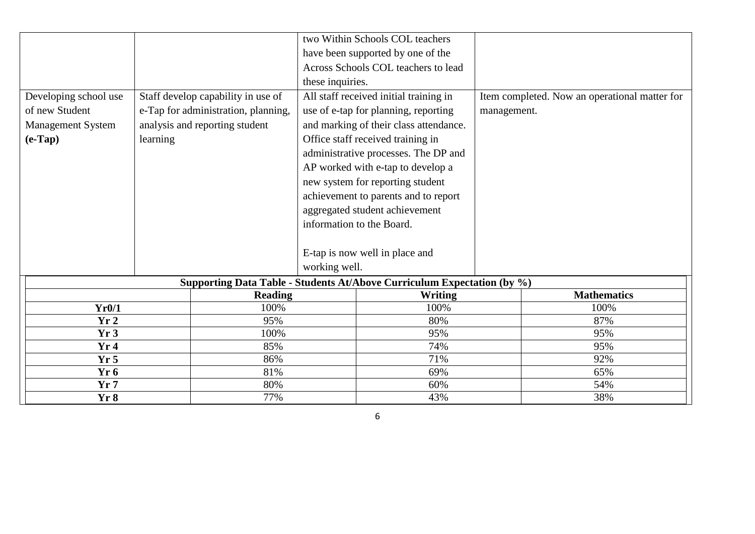|  |  |  |  |
|---|---|---|---|
|  |  | two Within Schools COL teachers have been supported by one of the Across Schools COL teachers to lead these inquiries. |  |
| Developing school use of new Student Management System **(e-Tap)** | Staff develop capability in use of e-Tap for administration, planning, analysis and reporting student learning | All staff received initial training in use of e-tap for planning, reporting and marking of their class attendance. Office staff received training in administrative processes. The DP and AP worked with e-tap to develop a new system for reporting student achievement to parents and to report aggregated student achievement information to the Board.<br><br>E-tap is now well in place and working well. | Item completed. Now an operational matter for management. |

| **Supporting Data Table - Students At/Above Curriculum Expectation (by %)** | | | |
|---|---|---|---|
|  | **Reading** | **Writing** | **Mathematics** |
| **Yr0/1** | 100% | 100% | 100% |
| **Yr 2** | 95% | 80% | 87% |
| **Yr 3** | 100% | 95% | 95% |
| **Yr 4** | 85% | 74% | 95% |
| **Yr 5** | 86% | 71% | 92% |
| **Yr 6** | 81% | 69% | 65% |
| **Yr 7** | 80% | 60% | 54% |
| **Yr 8** | 77% | 43% | 38% |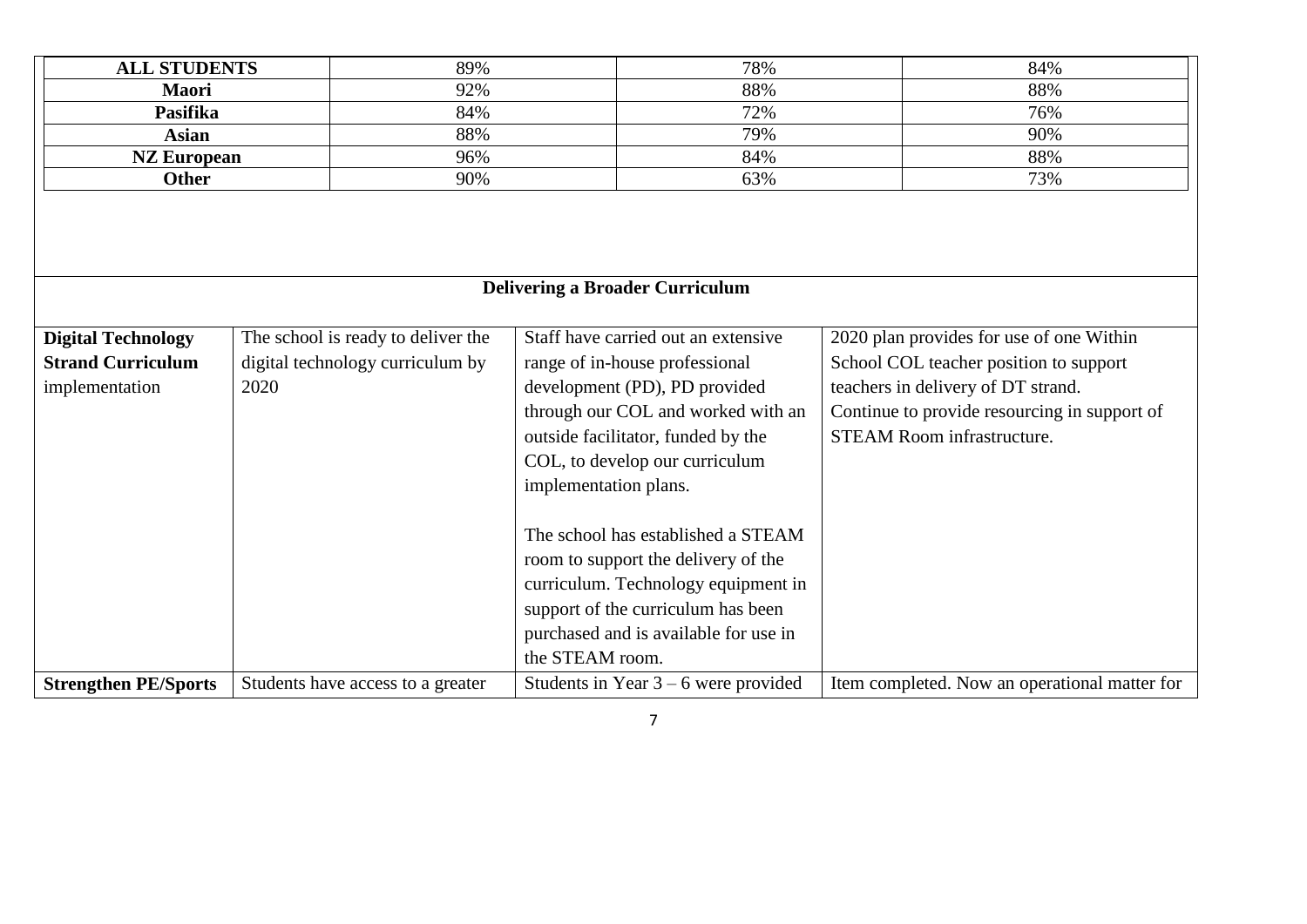| ALL STUDENTS | 89% | 78% | 84% |
|---|---|---|---|
| **Maori** | 92% | 88% | 88% |
| **Pasifika** | 84% | 72% | 76% |
| **Asian** | 88% | 79% | 90% |
| **NZ European** | 96% | 84% | 88% |
| **Other** | 90% | 63% | 73% |

| **Delivering a Broader Curriculum** | | | |
|---|---|---|---|
| **Digital Technology Strand Curriculum** implementation | The school is ready to deliver the digital technology curriculum by 2020 | Staff have carried out an extensive range of in-house professional development (PD), PD provided through our COL and worked with an outside facilitator, funded by the COL, to develop our curriculum implementation plans. <br><br> The school has established a STEAM room to support the delivery of the curriculum. Technology equipment in support of the curriculum has been purchased and is available for use in the STEAM room. | 2020 plan provides for use of one Within School COL teacher position to support teachers in delivery of DT strand. <br> Continue to provide resourcing in support of STEAM Room infrastructure. |
| **Strengthen PE/Sports** | Students have access to a greater | Students in Year 3 – 6 were provided | Item completed. Now an operational matter for |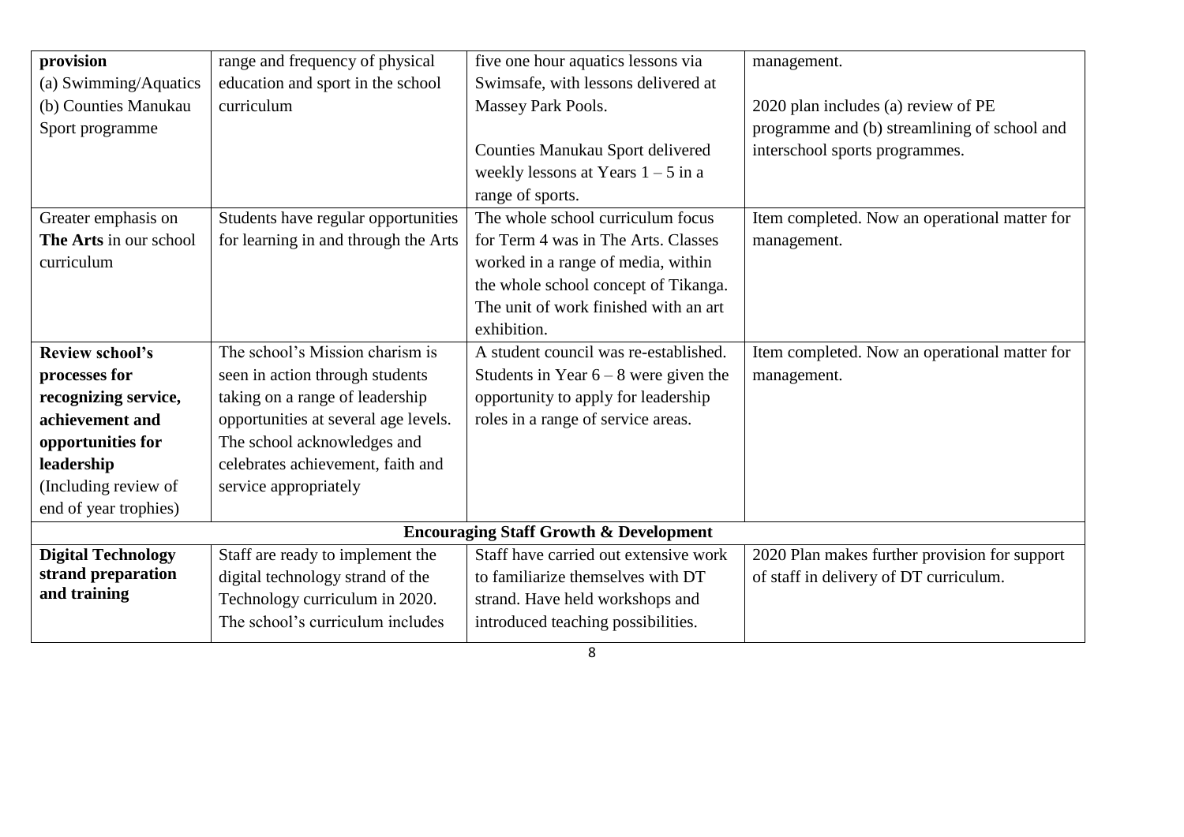| | | | |
|---|---|---|---|
| **provision**<br>(a) Swimming/Aquatics<br>(b) Counties Manukau Sport programme | range and frequency of physical education and sport in the school curriculum | five one hour aquatics lessons via Swimsafe, with lessons delivered at Massey Park Pools.<br><br>Counties Manukau Sport delivered weekly lessons at Years 1 – 5 in a range of sports. | management.<br><br>2020 plan includes (a) review of PE programme and (b) streamlining of school and interschool sports programmes. |
| Greater emphasis on **The Arts** in our school curriculum | Students have regular opportunities for learning in and through the Arts | The whole school curriculum focus for Term 4 was in The Arts. Classes worked in a range of media, within the whole school concept of Tikanga. The unit of work finished with an art exhibition. | Item completed. Now an operational matter for management. |
| **Review school's processes for recognizing service, achievement and opportunities for leadership**<br>(Including review of end of year trophies) | The school's Mission charism is seen in action through students taking on a range of leadership opportunities at several age levels. The school acknowledges and celebrates achievement, faith and service appropriately | A student council was re-established. Students in Year 6 – 8 were given the opportunity to apply for leadership roles in a range of service areas. | Item completed. Now an operational matter for management. |
| **Encouraging Staff Growth & Development** | | | |
| **Digital Technology strand preparation and training** | Staff are ready to implement the digital technology strand of the Technology curriculum in 2020. The school's curriculum includes | Staff have carried out extensive work to familiarize themselves with DT strand. Have held workshops and introduced teaching possibilities. | 2020 Plan makes further provision for support of staff in delivery of DT curriculum. |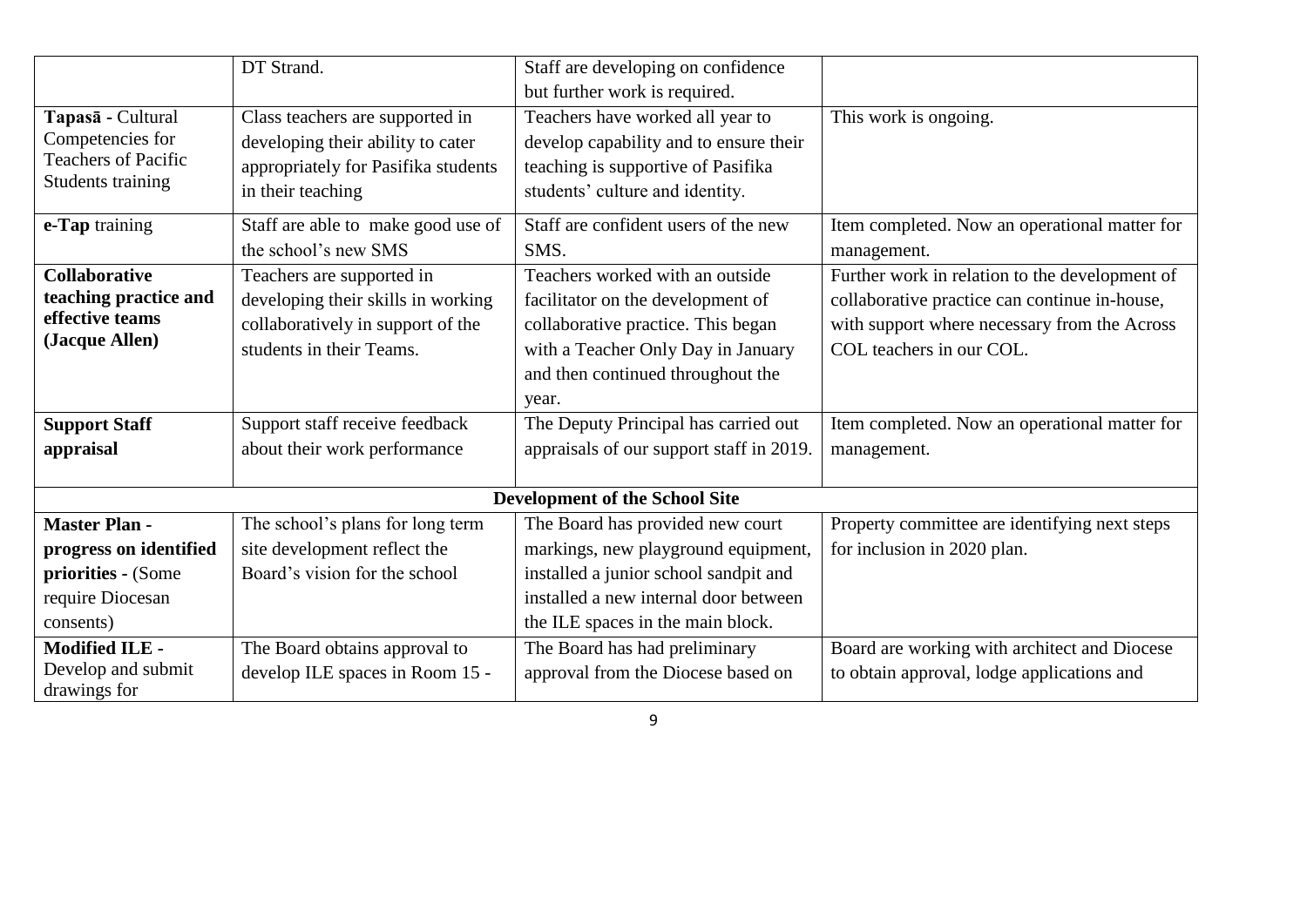| | | | |
|---|---|---|---|
| | DT Strand. | Staff are developing on confidence but further work is required. | |
| **Tapasā** - Cultural Competencies for Teachers of Pacific Students training | Class teachers are supported in developing their ability to cater appropriately for Pasifika students in their teaching | Teachers have worked all year to develop capability and to ensure their teaching is supportive of Pasifika students' culture and identity. | This work is ongoing. |
| **e-Tap** training | Staff are able to make good use of the school's new SMS | Staff are confident users of the new SMS. | Item completed. Now an operational matter for management. |
| **Collaborative teaching practice and effective teams (Jacque Allen)** | Teachers are supported in developing their skills in working collaboratively in support of the students in their Teams. | Teachers worked with an outside facilitator on the development of collaborative practice. This began with a Teacher Only Day in January and then continued throughout the year. | Further work in relation to the development of collaborative practice can continue in-house, with support where necessary from the Across COL teachers in our COL. |
| **Support Staff appraisal** | Support staff receive feedback about their work performance | The Deputy Principal has carried out appraisals of our support staff in 2019. | Item completed. Now an operational matter for management. |
| **Development of the School Site** | | | |
| **Master Plan - progress on identified priorities** - (Some require Diocesan consents) | The school's plans for long term site development reflect the Board's vision for the school | The Board has provided new court markings, new playground equipment, installed a junior school sandpit and installed a new internal door between the ILE spaces in the main block. | Property committee are identifying next steps for inclusion in 2020 plan. |
| **Modified ILE** - Develop and submit drawings for | The Board obtains approval to develop ILE spaces in Room 15 - | The Board has had preliminary approval from the Diocese based on | Board are working with architect and Diocese to obtain approval, lodge applications and |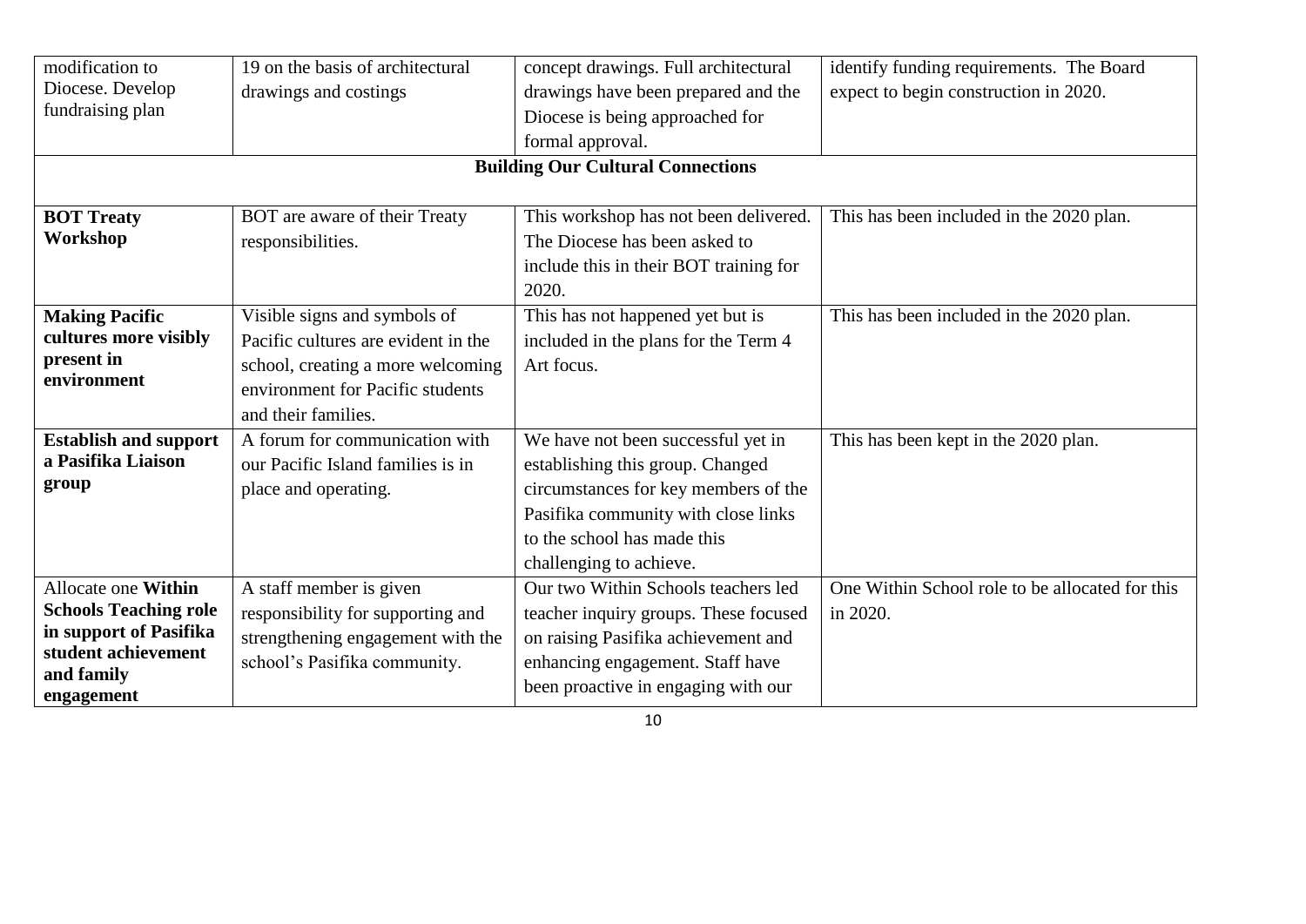| modification to Diocese. Develop fundraising plan | 19 on the basis of architectural drawings and costings | concept drawings. Full architectural drawings have been prepared and the Diocese is being approached for formal approval. | identify funding requirements. The Board expect to begin construction in 2020. |
|---|---|---|---|
| **Building Our Cultural Connections** | | | |
| **BOT Treaty Workshop** | BOT are aware of their Treaty responsibilities. | This workshop has not been delivered. The Diocese has been asked to include this in their BOT training for 2020. | This has been included in the 2020 plan. |
| **Making Pacific cultures more visibly present in environment** | Visible signs and symbols of Pacific cultures are evident in the school, creating a more welcoming environment for Pacific students and their families. | This has not happened yet but is included in the plans for the Term 4 Art focus. | This has been included in the 2020 plan. |
| **Establish and support a Pasifika Liaison group** | A forum for communication with our Pacific Island families is in place and operating. | We have not been successful yet in establishing this group. Changed circumstances for key members of the Pasifika community with close links to the school has made this challenging to achieve. | This has been kept in the 2020 plan. |
| Allocate one **Within Schools Teaching role in support of Pasifika student achievement and family engagement** | A staff member is given responsibility for supporting and strengthening engagement with the school's Pasifika community. | Our two Within Schools teachers led teacher inquiry groups. These focused on raising Pasifika achievement and enhancing engagement. Staff have been proactive in engaging with our | One Within School role to be allocated for this in 2020. |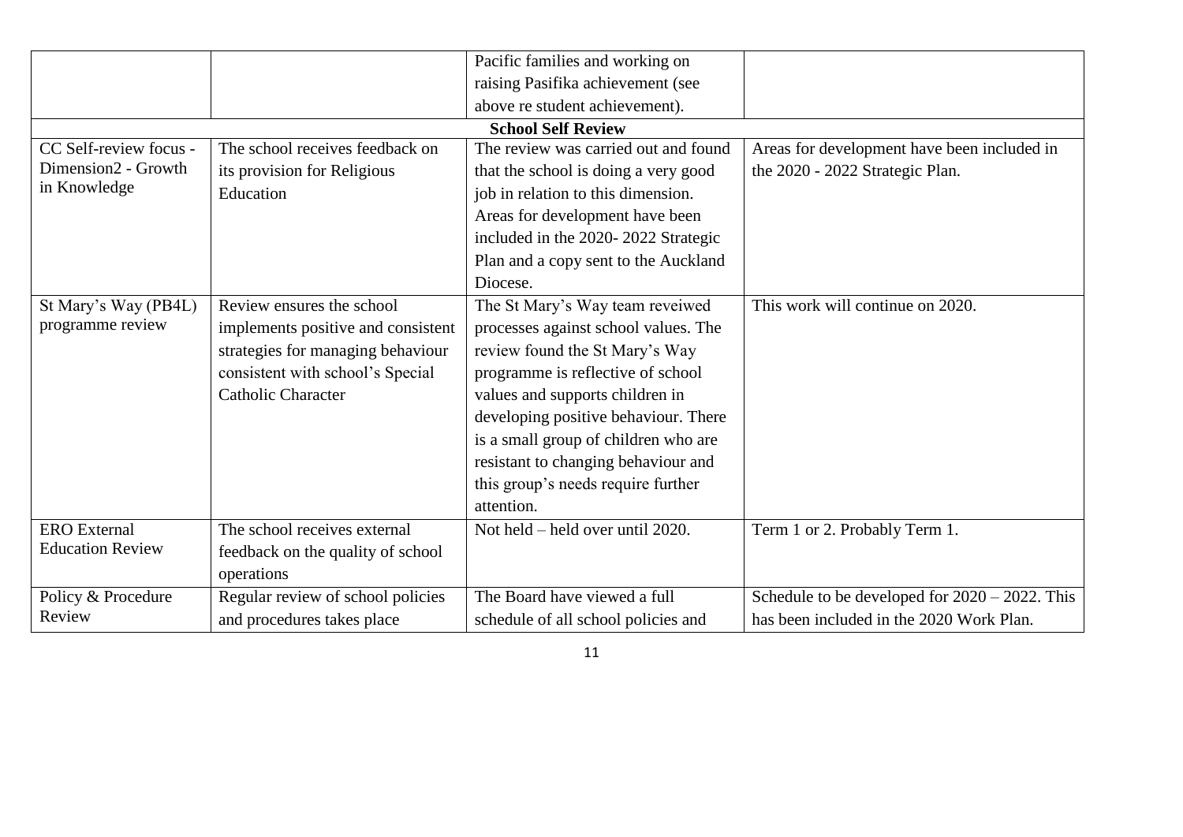| | | | |
|---|---|---|---|
| | | Pacific families and working on raising Pasifika achievement (see above re student achievement). | |
| | | **School Self Review** | |
| CC Self-review focus - Dimension2 - Growth in Knowledge | The school receives feedback on its provision for Religious Education | The review was carried out and found that the school is doing a very good job in relation to this dimension. Areas for development have been included in the 2020- 2022 Strategic Plan and a copy sent to the Auckland Diocese. | Areas for development have been included in the 2020 - 2022 Strategic Plan. |
| St Mary's Way (PB4L) programme review | Review ensures the school implements positive and consistent strategies for managing behaviour consistent with school's Special Catholic Character | The St Mary's Way team reveiwed processes against school values. The review found the St Mary's Way programme is reflective of school values and supports children in developing positive behaviour. There is a small group of children who are resistant to changing behaviour and this group's needs require further attention. | This work will continue on 2020. |
| ERO External Education Review | The school receives external feedback on the quality of school operations | Not held – held over until 2020. | Term 1 or 2. Probably Term 1. |
| Policy & Procedure Review | Regular review of school policies and procedures takes place | The Board have viewed a full schedule of all school policies and | Schedule to be developed for 2020 – 2022. This has been included in the 2020 Work Plan. |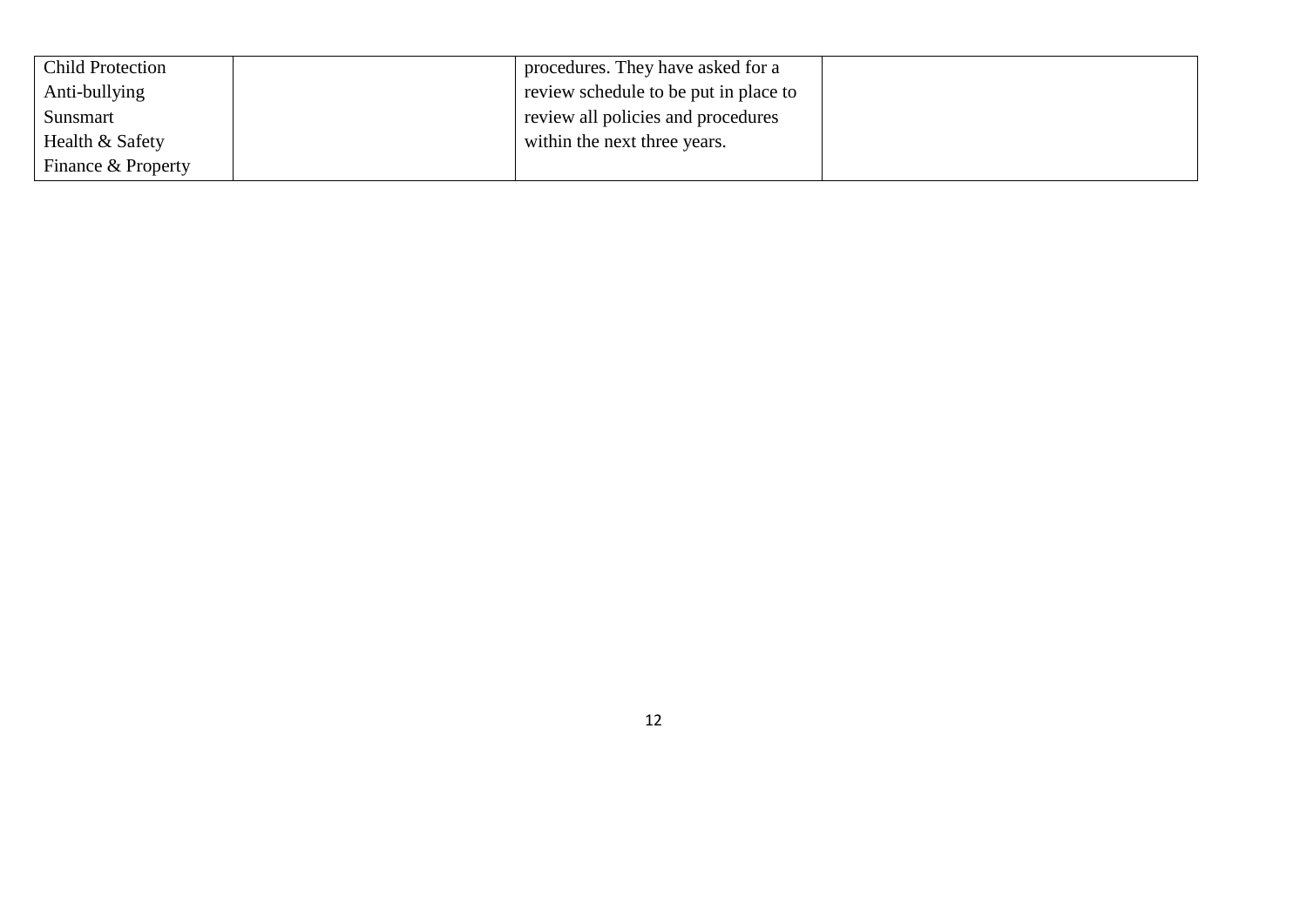| | | | |
|---|---|---|---|
| Child Protection<br>Anti-bullying<br>Sunsmart<br>Health & Safety<br>Finance & Property | | procedures. They have asked for a review schedule to be put in place to review all policies and procedures within the next three years. | |